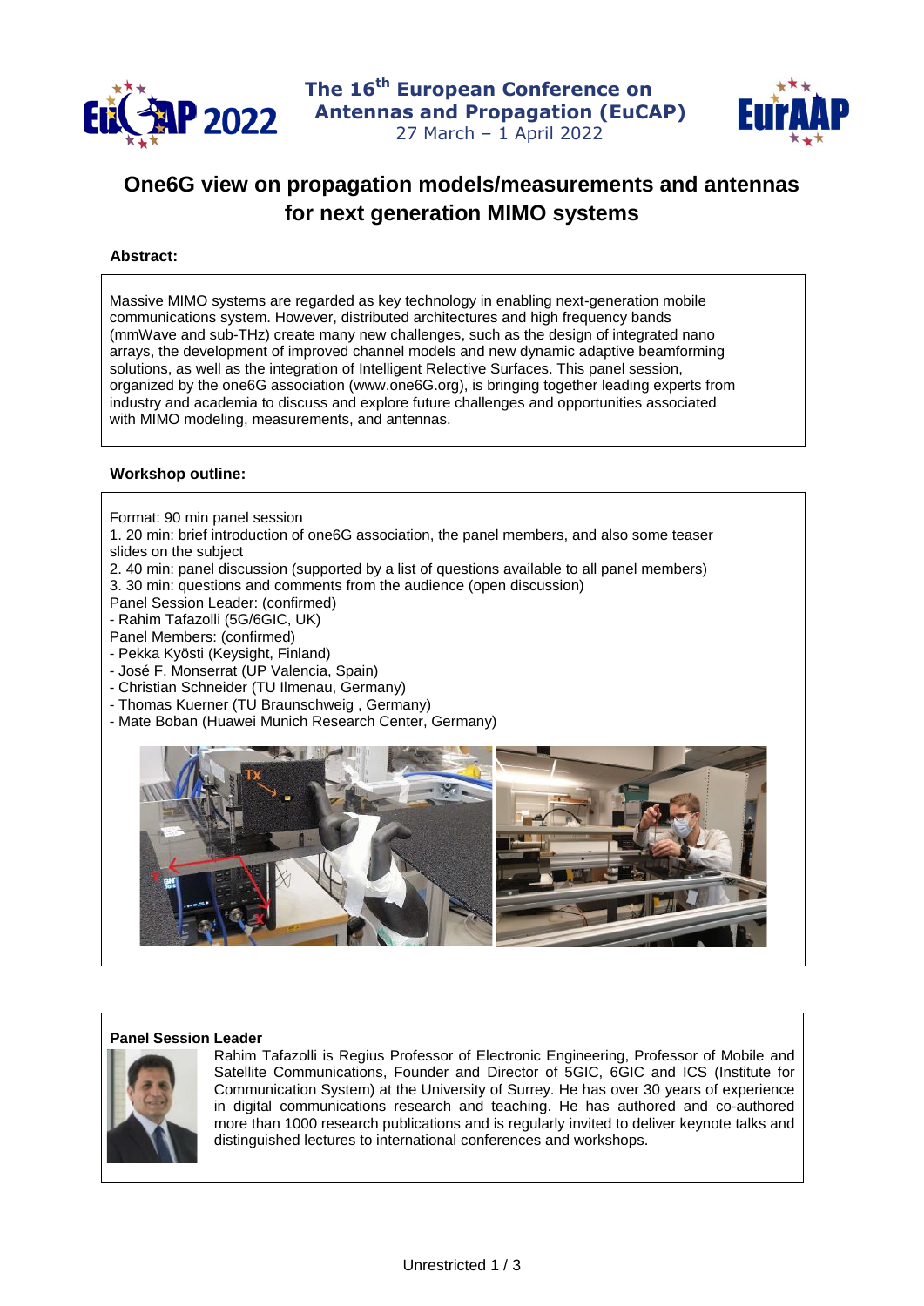The 16th European Conference on Antennas and Propagation (EuCAP)
27 March – 1 April 2022

# One6G view on propagation models/measurements and antennas for next generation MIMO systems

**Abstract:**

Massive MIMO systems are regarded as key technology in enabling next-generation mobile communications system. However, distributed architectures and high frequency bands (mmWave and sub-THz) create many new challenges, such as the design of integrated nano arrays, the development of improved channel models and new dynamic adaptive beamforming solutions, as well as the integration of Intelligent Relective Surfaces. This panel session, organized by the one6G association (www.one6G.org), is bringing together leading experts from industry and academia to discuss and explore future challenges and opportunities associated with MIMO modeling, measurements, and antennas.

**Workshop outline:**

Format: 90 min panel session

1. 20 min: brief introduction of one6G association, the panel members, and also some teaser slides on the subject
2. 40 min: panel discussion (supported by a list of questions available to all panel members)
3. 30 min: questions and comments from the audience (open discussion)

Panel Session Leader: (confirmed)

- Rahim Tafazolli (5G/6GIC, UK)

Panel Members: (confirmed)

- Pekka Kyösti (Keysight, Finland)
- José F. Monserrat (UP Valencia, Spain)
- Christian Schneider (TU Ilmenau, Germany)
- Thomas Kuerner (TU Braunschweig , Germany)
- Mate Boban (Huawei Munich Research Center, Germany)

**Panel Session Leader**

Rahim Tafazolli is Regius Professor of Electronic Engineering, Professor of Mobile and Satellite Communications, Founder and Director of 5GIC, 6GIC and ICS (Institute for Communication System) at the University of Surrey. He has over 30 years of experience in digital communications research and teaching. He has authored and co-authored more than 1000 research publications and is regularly invited to deliver keynote talks and distinguished lectures to international conferences and workshops.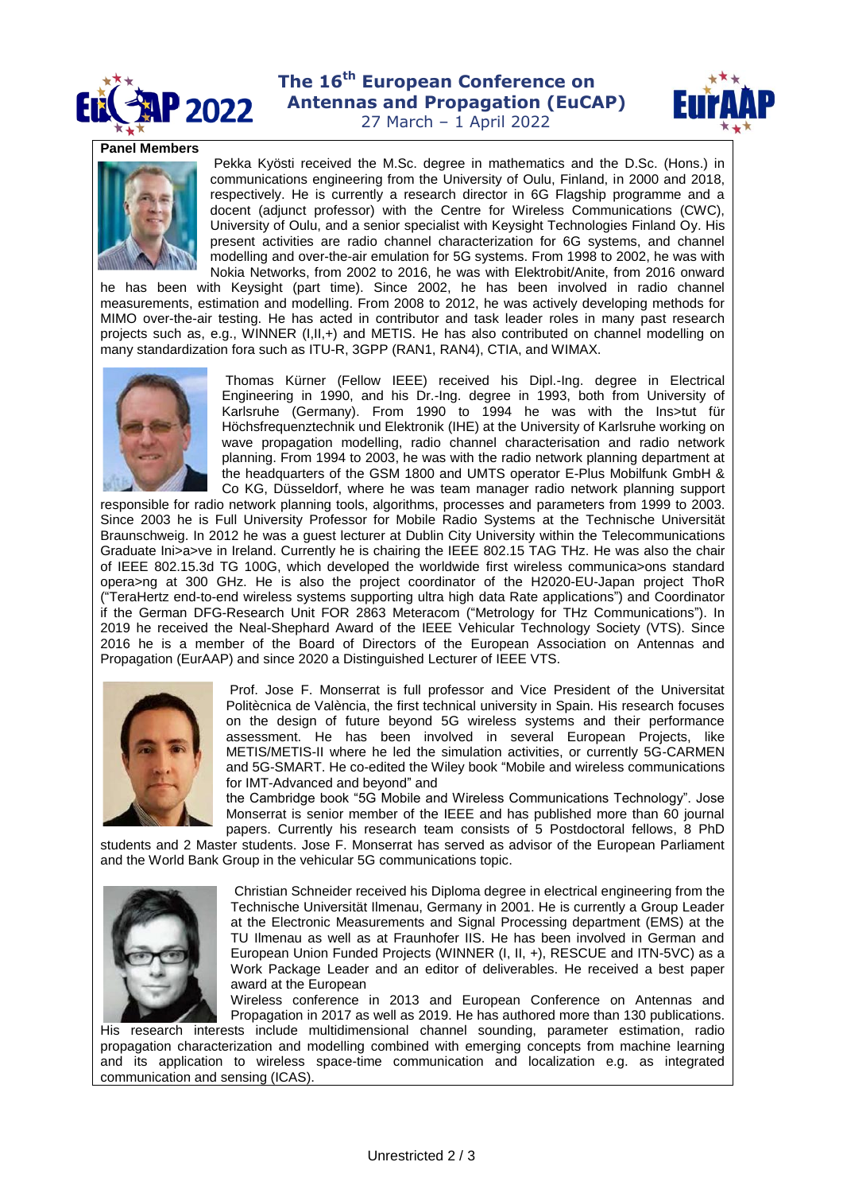**Panel Members**

Pekka Kyösti received the M.Sc. degree in mathematics and the D.Sc. (Hons.) in communications engineering from the University of Oulu, Finland, in 2000 and 2018, respectively. He is currently a research director in 6G Flagship programme and a docent (adjunct professor) with the Centre for Wireless Communications (CWC), University of Oulu, and a senior specialist with Keysight Technologies Finland Oy. His present activities are radio channel characterization for 6G systems, and channel modelling and over-the-air emulation for 5G systems. From 1998 to 2002, he was with Nokia Networks, from 2002 to 2016, he was with Elektrobit/Anite, from 2016 onward he has been with Keysight (part time). Since 2002, he has been involved in radio channel measurements, estimation and modelling. From 2008 to 2012, he was actively developing methods for MIMO over-the-air testing. He has acted in contributor and task leader roles in many past research projects such as, e.g., WINNER (I,II,+) and METIS. He has also contributed on channel modelling on many standardization fora such as ITU-R, 3GPP (RAN1, RAN4), CTIA, and WIMAX.

Thomas Kürner (Fellow IEEE) received his Dipl.-Ing. degree in Electrical Engineering in 1990, and his Dr.-Ing. degree in 1993, both from University of Karlsruhe (Germany). From 1990 to 1994 he was with the Ins>tut für Höchsfrequenztechnik und Elektronik (IHE) at the University of Karlsruhe working on wave propagation modelling, radio channel characterisation and radio network planning. From 1994 to 2003, he was with the radio network planning department at the headquarters of the GSM 1800 and UMTS operator E-Plus Mobilfunk GmbH & Co KG, Düsseldorf, where he was team manager radio network planning support responsible for radio network planning tools, algorithms, processes and parameters from 1999 to 2003. Since 2003 he is Full University Professor for Mobile Radio Systems at the Technische Universität Braunschweig. In 2012 he was a guest lecturer at Dublin City University within the Telecommunications Graduate Ini>a>ve in Ireland. Currently he is chairing the IEEE 802.15 TAG THz. He was also the chair of IEEE 802.15.3d TG 100G, which developed the worldwide first wireless communica>ons standard opera>ng at 300 GHz. He is also the project coordinator of the H2020-EU-Japan project ThoR ("TeraHertz end-to-end wireless systems supporting ultra high data Rate applications") and Coordinator if the German DFG-Research Unit FOR 2863 Meteracom ("Metrology for THz Communications"). In 2019 he received the Neal-Shephard Award of the IEEE Vehicular Technology Society (VTS). Since 2016 he is a member of the Board of Directors of the European Association on Antennas and Propagation (EurAAP) and since 2020 a Distinguished Lecturer of IEEE VTS.

Prof. Jose F. Monserrat is full professor and Vice President of the Universitat Politècnica de València, the first technical university in Spain. His research focuses on the design of future beyond 5G wireless systems and their performance assessment. He has been involved in several European Projects, like METIS/METIS-II where he led the simulation activities, or currently 5G-CARMEN and 5G-SMART. He co-edited the Wiley book "Mobile and wireless communications for IMT-Advanced and beyond" and the Cambridge book "5G Mobile and Wireless Communications Technology". Jose Monserrat is senior member of the IEEE and has published more than 60 journal papers. Currently his research team consists of 5 Postdoctoral fellows, 8 PhD students and 2 Master students. Jose F. Monserrat has served as advisor of the European Parliament and the World Bank Group in the vehicular 5G communications topic.

Christian Schneider received his Diploma degree in electrical engineering from the Technische Universität Ilmenau, Germany in 2001. He is currently a Group Leader at the Electronic Measurements and Signal Processing department (EMS) at the TU Ilmenau as well as at Fraunhofer IIS. He has been involved in German and European Union Funded Projects (WINNER (I, II, +), RESCUE and ITN-5VC) as a Work Package Leader and an editor of deliverables. He received a best paper award at the European Wireless conference in 2013 and European Conference on Antennas and Propagation in 2017 as well as 2019. He has authored more than 130 publications. His research interests include multidimensional channel sounding, parameter estimation, radio propagation characterization and modelling combined with emerging concepts from machine learning and its application to wireless space-time communication and localization e.g. as integrated communication and sensing (ICAS).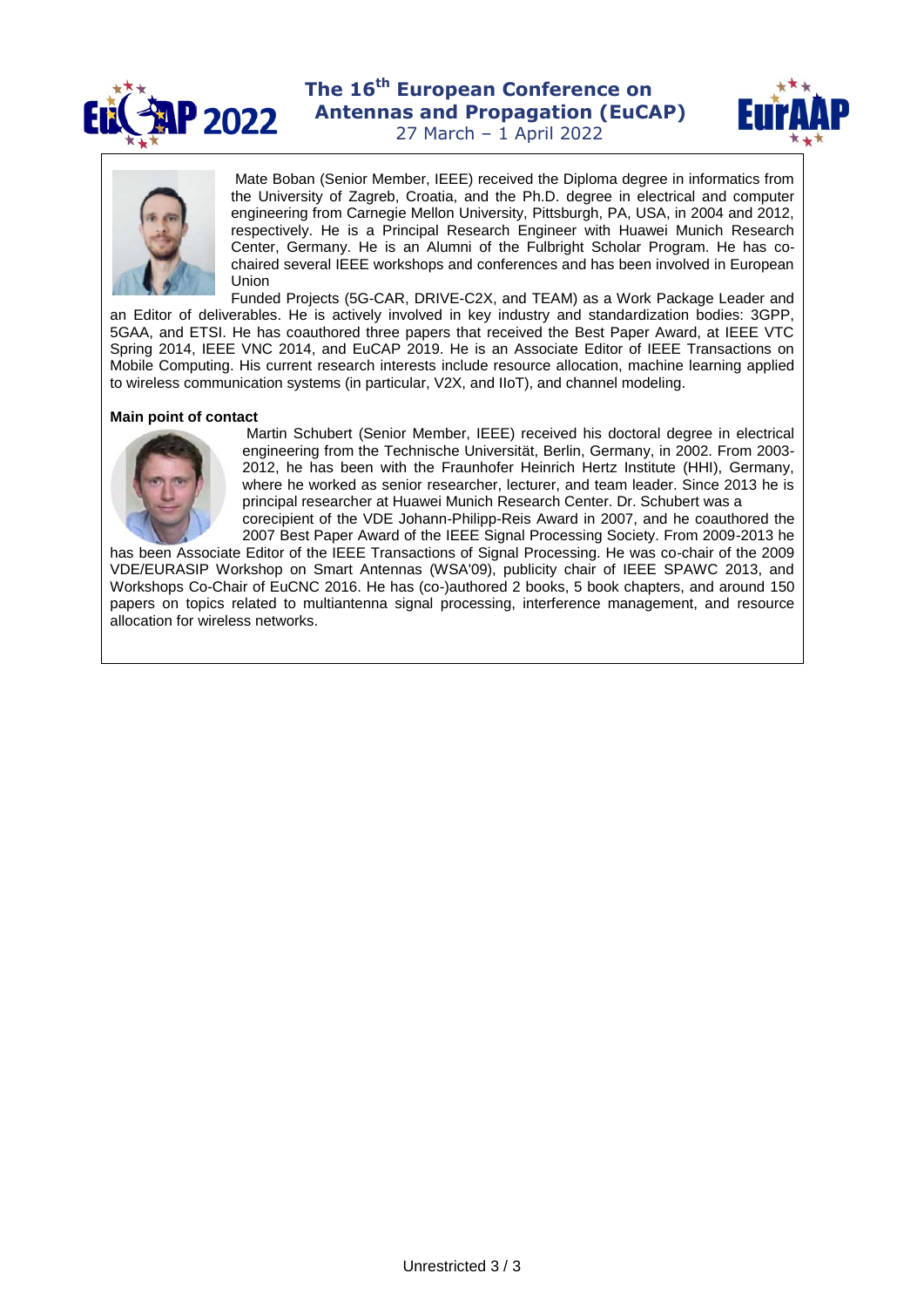Mate Boban (Senior Member, IEEE) received the Diploma degree in informatics from the University of Zagreb, Croatia, and the Ph.D. degree in electrical and computer engineering from Carnegie Mellon University, Pittsburgh, PA, USA, in 2004 and 2012, respectively. He is a Principal Research Engineer with Huawei Munich Research Center, Germany. He is an Alumni of the Fulbright Scholar Program. He has co-chaired several IEEE workshops and conferences and has been involved in European Union

Funded Projects (5G-CAR, DRIVE-C2X, and TEAM) as a Work Package Leader and an Editor of deliverables. He is actively involved in key industry and standardization bodies: 3GPP, 5GAA, and ETSI. He has coauthored three papers that received the Best Paper Award, at IEEE VTC Spring 2014, IEEE VNC 2014, and EuCAP 2019. He is an Associate Editor of IEEE Transactions on Mobile Computing. His current research interests include resource allocation, machine learning applied to wireless communication systems (in particular, V2X, and IIoT), and channel modeling.

**Main point of contact**

Martin Schubert (Senior Member, IEEE) received his doctoral degree in electrical engineering from the Technische Universität, Berlin, Germany, in 2002. From 2003-2012, he has been with the Fraunhofer Heinrich Hertz Institute (HHI), Germany, where he worked as senior researcher, lecturer, and team leader. Since 2013 he is principal researcher at Huawei Munich Research Center. Dr. Schubert was a corecipient of the VDE Johann-Philipp-Reis Award in 2007, and he coauthored the 2007 Best Paper Award of the IEEE Signal Processing Society. From 2009-2013 he has been Associate Editor of the IEEE Transactions of Signal Processing. He was co-chair of the 2009 VDE/EURASIP Workshop on Smart Antennas (WSA'09), publicity chair of IEEE SPAWC 2013, and Workshops Co-Chair of EuCNC 2016. He has (co-)authored 2 books, 5 book chapters, and around 150 papers on topics related to multiantenna signal processing, interference management, and resource allocation for wireless networks.